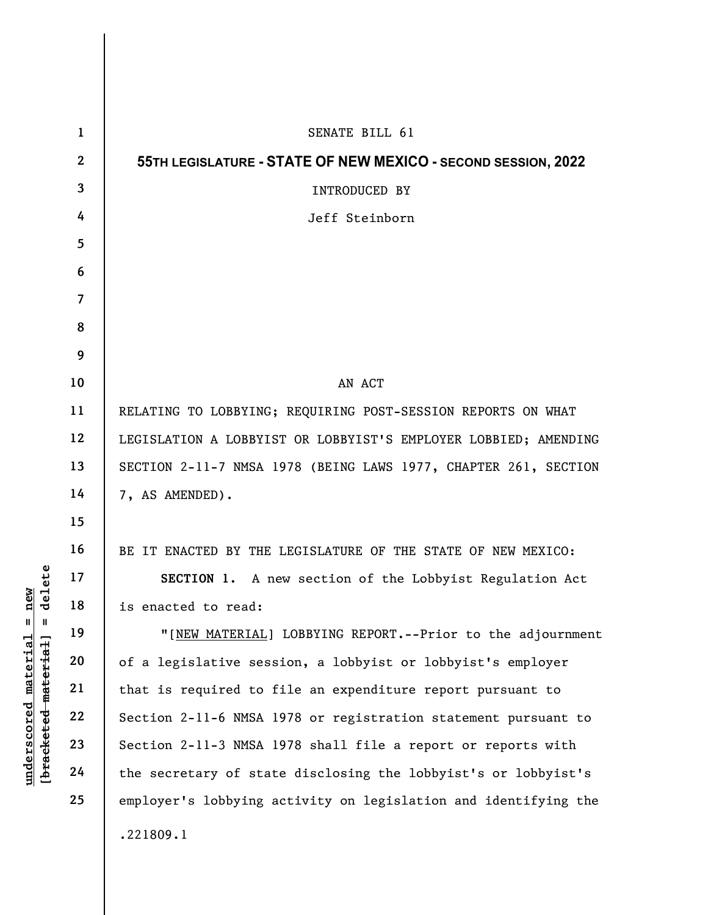SENATE BILL 61

**55TH LEGISLATURE - STATE OF NEW MEXICO - SECOND SESSION, 2022**

INTRODUCED BY

Jeff Steinborn

AN ACT

RELATING TO LOBBYING; REQUIRING POST-SESSION REPORTS ON WHAT LEGISLATION A LOBBYIST OR LOBBYIST'S EMPLOYER LOBBIED; AMENDING SECTION 2-11-7 NMSA 1978 (BEING LAWS 1977, CHAPTER 261, SECTION 7, AS AMENDED).

BE IT ENACTED BY THE LEGISLATURE OF THE STATE OF NEW MEXICO:

**SECTION 1.** A new section of the Lobbyist Regulation Act is enacted to read:

"[<u>NEW MATERIAL</u>] LOBBYING REPORT.--Prior to the adjournment of a legislative session, a lobbyist or lobbyist's employer that is required to file an expenditure report pursuant to Section 2-11-6 NMSA 1978 or registration statement pursuant to Section 2-11-3 NMSA 1978 shall file a report or reports with the secretary of state disclosing the lobbyist's or lobbyist's employer's lobbying activity on legislation and identifying the

.221809.1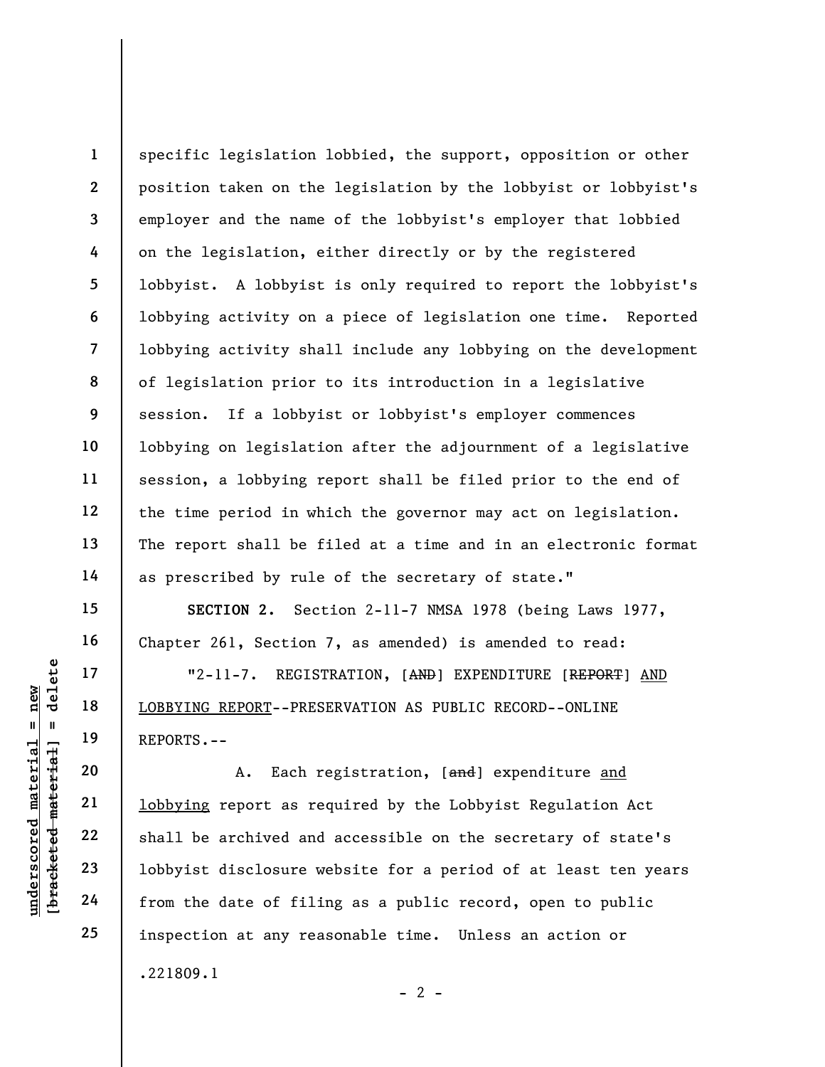specific legislation lobbied, the support, opposition or other position taken on the legislation by the lobbyist or lobbyist's employer and the name of the lobbyist's employer that lobbied on the legislation, either directly or by the registered lobbyist. A lobbyist is only required to report the lobbyist's lobbying activity on a piece of legislation one time. Reported lobbying activity shall include any lobbying on the development of legislation prior to its introduction in a legislative session. If a lobbyist or lobbyist's employer commences lobbying on legislation after the adjournment of a legislative session, a lobbying report shall be filed prior to the end of the time period in which the governor may act on legislation. The report shall be filed at a time and in an electronic format as prescribed by rule of the secretary of state."

**SECTION 2.** Section 2-11-7 NMSA 1978 (being Laws 1977, Chapter 261, Section 7, as amended) is amended to read:

"2-11-7. REGISTRATION, [~~AND~~] EXPENDITURE [~~REPORT~~] <u>AND LOBBYING REPORT</u>--PRESERVATION AS PUBLIC RECORD--ONLINE REPORTS.--

A. Each registration, [~~and~~] expenditure <u>and lobbying</u> report as required by the Lobbyist Regulation Act shall be archived and accessible on the secretary of state's lobbyist disclosure website for a period of at least ten years from the date of filing as a public record, open to public inspection at any reasonable time. Unless an action or

.221809.1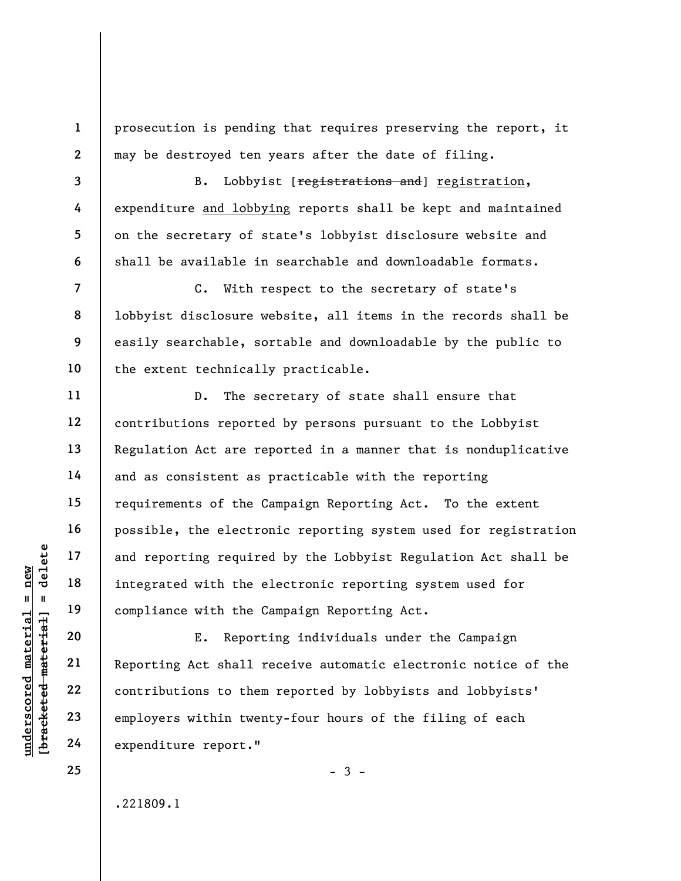prosecution is pending that requires preserving the report, it may be destroyed ten years after the date of filing.

B. Lobbyist [~~registrations and~~] <u>registration</u>, expenditure <u>and lobbying</u> reports shall be kept and maintained on the secretary of state's lobbyist disclosure website and shall be available in searchable and downloadable formats.

C. With respect to the secretary of state's lobbyist disclosure website, all items in the records shall be easily searchable, sortable and downloadable by the public to the extent technically practicable.

D. The secretary of state shall ensure that contributions reported by persons pursuant to the Lobbyist Regulation Act are reported in a manner that is nonduplicative and as consistent as practicable with the reporting requirements of the Campaign Reporting Act. To the extent possible, the electronic reporting system used for registration and reporting required by the Lobbyist Regulation Act shall be integrated with the electronic reporting system used for compliance with the Campaign Reporting Act.

E. Reporting individuals under the Campaign Reporting Act shall receive automatic electronic notice of the contributions to them reported by lobbyists and lobbyists' employers within twenty-four hours of the filing of each expenditure report."

.221809.1